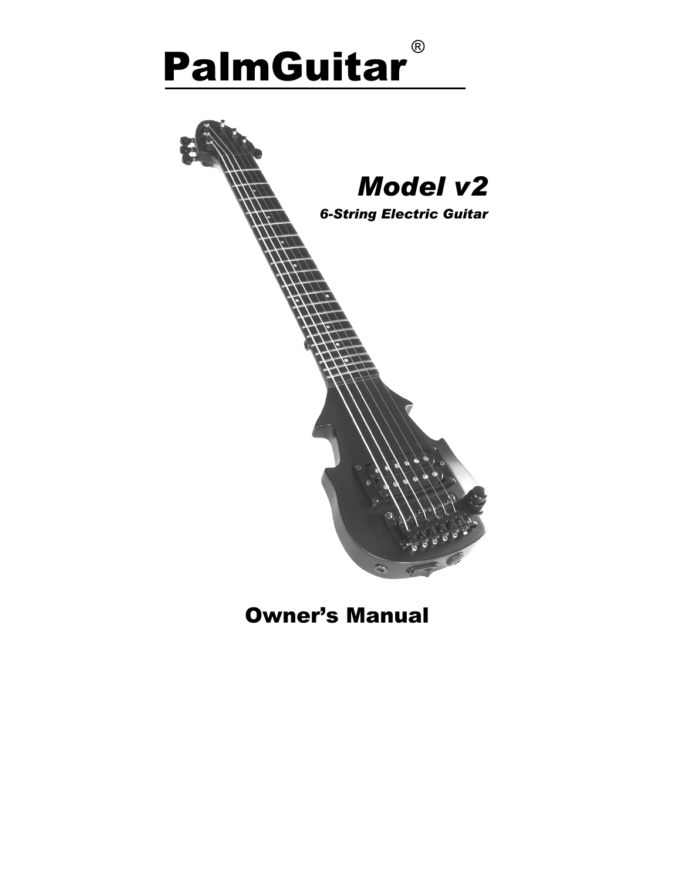# PalmGuitar®

## *Model v2*

***6-String Electric Guitar***

## Owner's Manual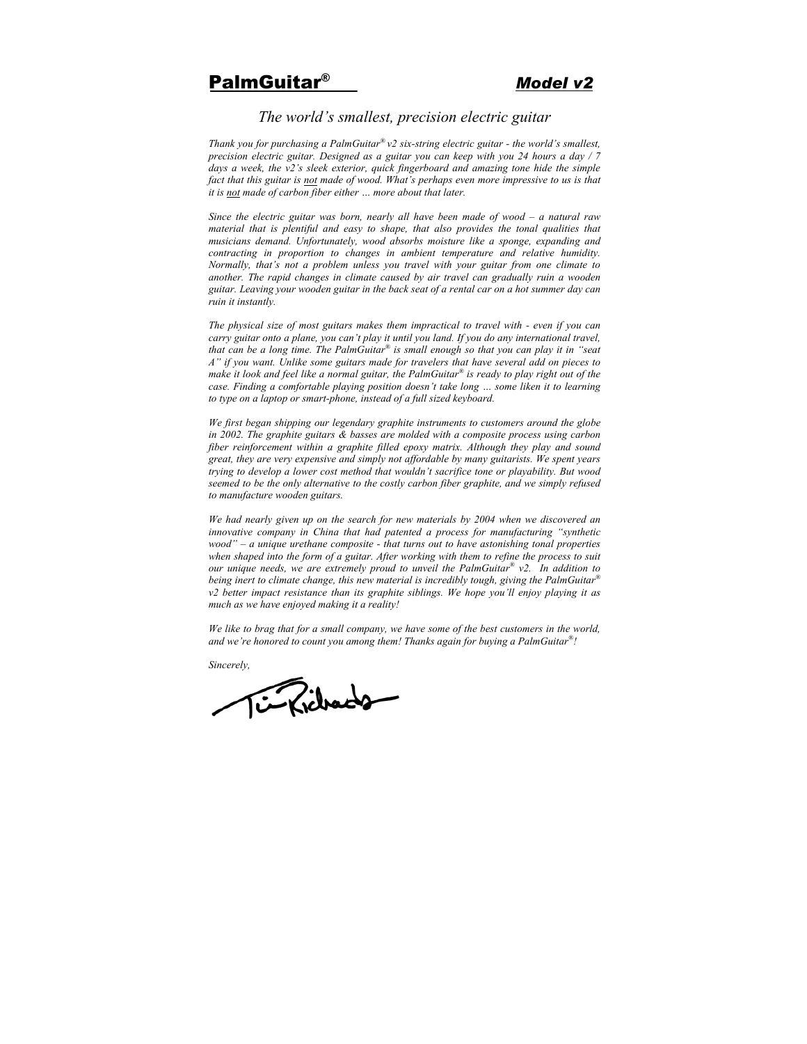# PalmGuitar® Model v2

## *The world's smallest, precision electric guitar*

*Thank you for purchasing a PalmGuitar® v2 six-string electric guitar - the world's smallest, precision electric guitar. Designed as a guitar you can keep with you 24 hours a day / 7 days a week, the v2's sleek exterior, quick fingerboard and amazing tone hide the simple fact that this guitar is <u>not</u> made of wood. What's perhaps even more impressive to us is that it is <u>not</u> made of carbon fiber either … more about that later.*

*Since the electric guitar was born, nearly all have been made of wood – a natural raw material that is plentiful and easy to shape, that also provides the tonal qualities that musicians demand. Unfortunately, wood absorbs moisture like a sponge, expanding and contracting in proportion to changes in ambient temperature and relative humidity. Normally, that's not a problem unless you travel with your guitar from one climate to another. The rapid changes in climate caused by air travel can gradually ruin a wooden guitar. Leaving your wooden guitar in the back seat of a rental car on a hot summer day can ruin it instantly.*

*The physical size of most guitars makes them impractical to travel with - even if you can carry guitar onto a plane, you can't play it until you land. If you do any international travel, that can be a long time. The PalmGuitar® is small enough so that you can play it in "seat A" if you want. Unlike some guitars made for travelers that have several add on pieces to make it look and feel like a normal guitar, the PalmGuitar® is ready to play right out of the case. Finding a comfortable playing position doesn't take long … some liken it to learning to type on a laptop or smart-phone, instead of a full sized keyboard.*

*We first began shipping our legendary graphite instruments to customers around the globe in 2002. The graphite guitars & basses are molded with a composite process using carbon fiber reinforcement within a graphite filled epoxy matrix. Although they play and sound great, they are very expensive and simply not affordable by many guitarists. We spent years trying to develop a lower cost method that wouldn't sacrifice tone or playability. But wood seemed to be the only alternative to the costly carbon fiber graphite, and we simply refused to manufacture wooden guitars.*

*We had nearly given up on the search for new materials by 2004 when we discovered an innovative company in China that had patented a process for manufacturing "synthetic wood" – a unique urethane composite - that turns out to have astonishing tonal properties when shaped into the form of a guitar. After working with them to refine the process to suit our unique needs, we are extremely proud to unveil the PalmGuitar® v2. In addition to being inert to climate change, this new material is incredibly tough, giving the PalmGuitar® v2 better impact resistance than its graphite siblings. We hope you'll enjoy playing it as much as we have enjoyed making it a reality!*

*We like to brag that for a small company, we have some of the best customers in the world, and we're honored to count you among them! Thanks again for buying a PalmGuitar®!*

*Sincerely,*

Tim Richards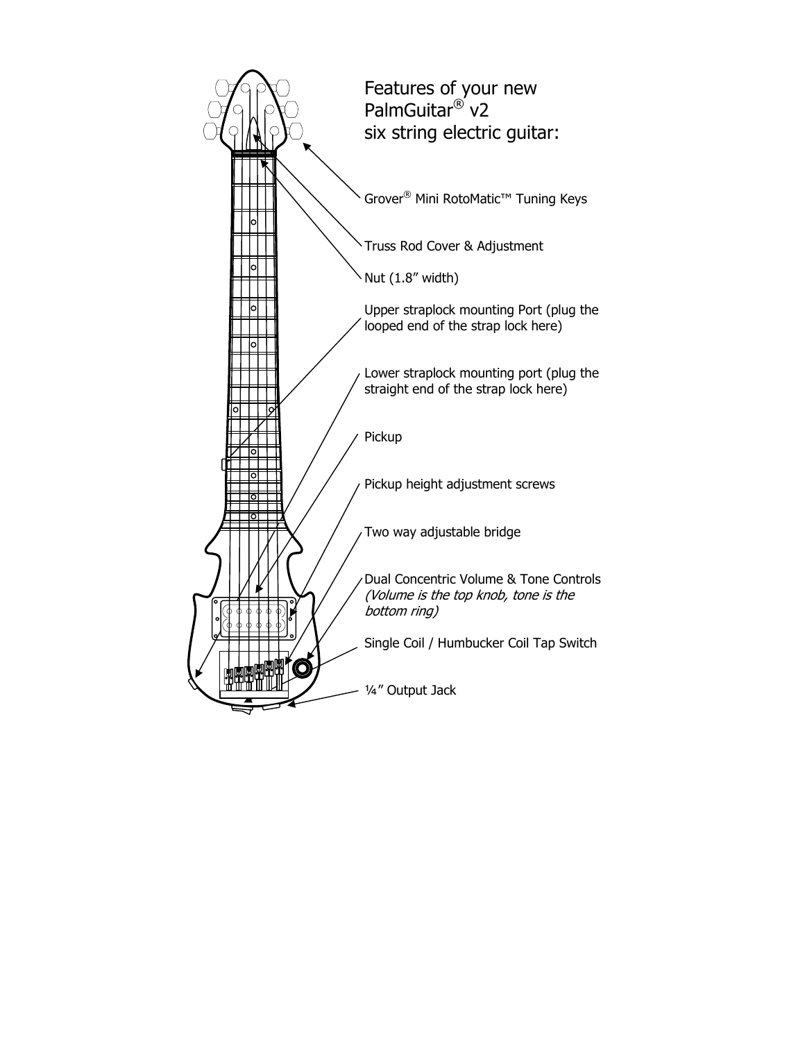# Features of your new PalmGuitar® v2 six string electric guitar:

- Grover® Mini RotoMatic™ Tuning Keys
- Truss Rod Cover & Adjustment
- Nut (1.8" width)
- Upper straplock mounting Port (plug the looped end of the strap lock here)
- Lower straplock mounting port (plug the straight end of the strap lock here)
- Pickup
- Pickup height adjustment screws
- Two way adjustable bridge
- Dual Concentric Volume & Tone Controls *(Volume is the top knob, tone is the bottom ring)*
- Single Coil / Humbucker Coil Tap Switch
- ¼" Output Jack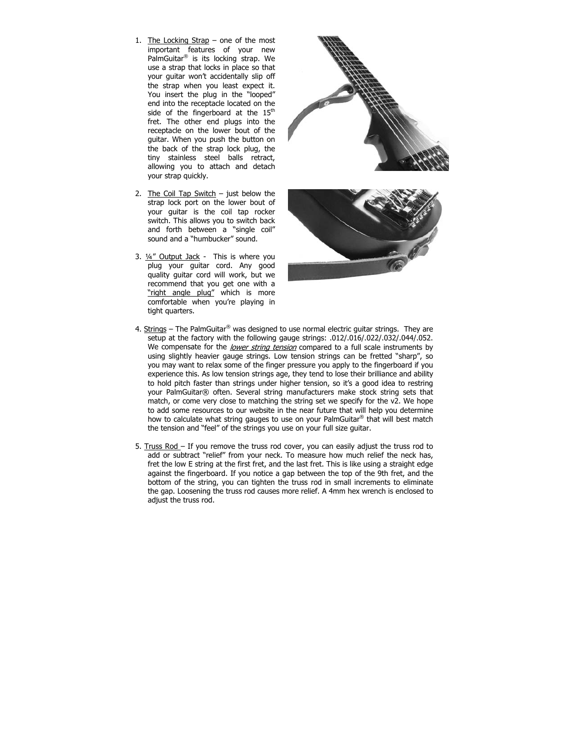1. The Locking Strap – one of the most important features of your new PalmGuitar® is its locking strap. We use a strap that locks in place so that your guitar won't accidentally slip off the strap when you least expect it. You insert the plug in the "looped" end into the receptacle located on the side of the fingerboard at the 15th fret. The other end plugs into the receptacle on the lower bout of the guitar. When you push the button on the back of the strap lock plug, the tiny stainless steel balls retract, allowing you to attach and detach your strap quickly.

2. The Coil Tap Switch – just below the strap lock port on the lower bout of your guitar is the coil tap rocker switch. This allows you to switch back and forth between a "single coil" sound and a "humbucker" sound.

3. ¼" Output Jack - This is where you plug your guitar cord. Any good quality guitar cord will work, but we recommend that you get one with a "right angle plug" which is more comfortable when you're playing in tight quarters.

4. Strings – The PalmGuitar® was designed to use normal electric guitar strings. They are setup at the factory with the following gauge strings: .012/.016/.022/.032/.044/.052. We compensate for the *lower string tension* compared to a full scale instruments by using slightly heavier gauge strings. Low tension strings can be fretted "sharp", so you may want to relax some of the finger pressure you apply to the fingerboard if you experience this. As low tension strings age, they tend to lose their brilliance and ability to hold pitch faster than strings under higher tension, so it's a good idea to restring your PalmGuitar® often. Several string manufacturers make stock string sets that match, or come very close to matching the string set we specify for the v2. We hope to add some resources to our website in the near future that will help you determine how to calculate what string gauges to use on your PalmGuitar® that will best match the tension and "feel" of the strings you use on your full size guitar.

5. Truss Rod – If you remove the truss rod cover, you can easily adjust the truss rod to add or subtract "relief" from your neck. To measure how much relief the neck has, fret the low E string at the first fret, and the last fret. This is like using a straight edge against the fingerboard. If you notice a gap between the top of the 9th fret, and the bottom of the string, you can tighten the truss rod in small increments to eliminate the gap. Loosening the truss rod causes more relief. A 4mm hex wrench is enclosed to adjust the truss rod.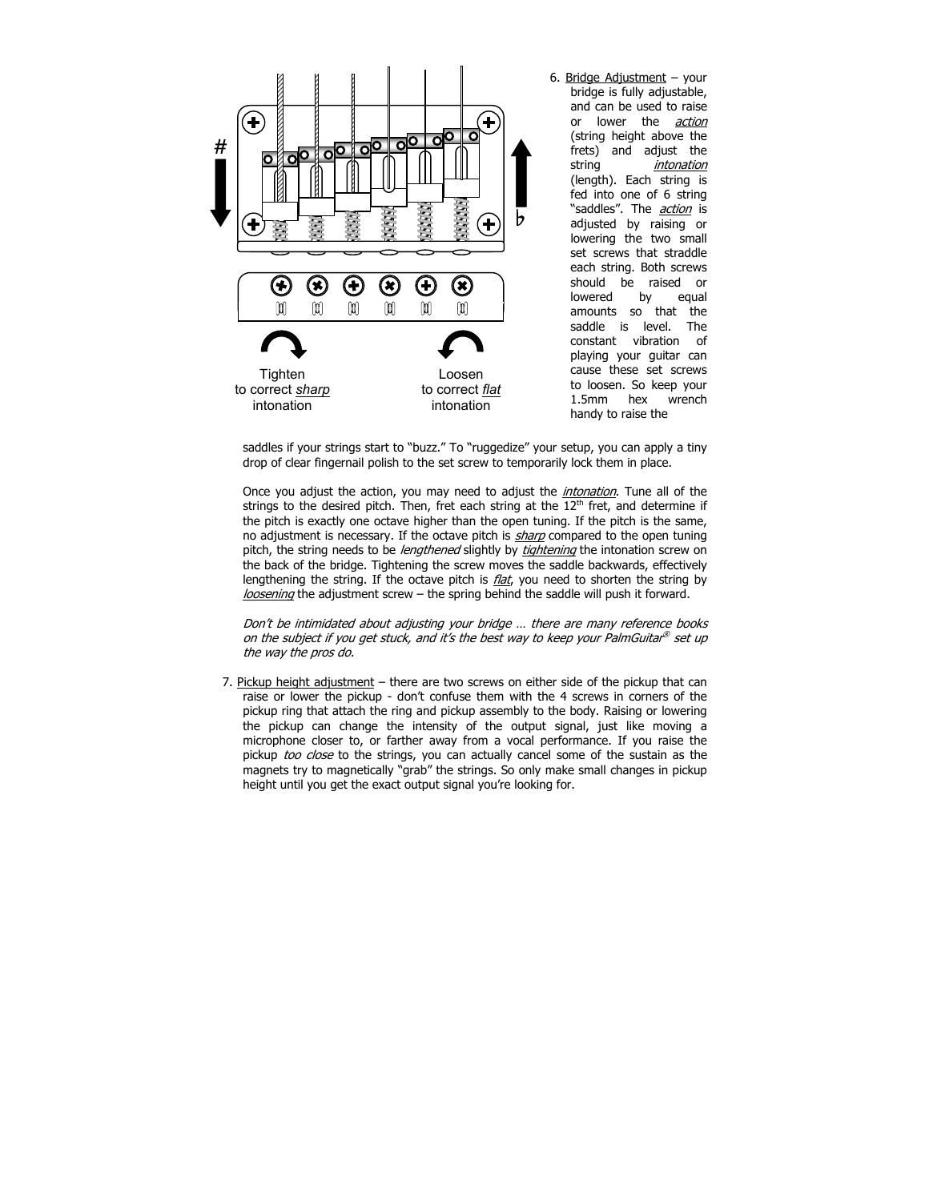Tighten
to correct *sharp*
intonation

Loosen
to correct *flat*
intonation

6. Bridge Adjustment – your bridge is fully adjustable, and can be used to raise or lower the *action* (string height above the frets) and adjust the string *intonation* (length). Each string is fed into one of 6 string "saddles". The *action* is adjusted by raising or lowering the two small set screws that straddle each string. Both screws should be raised or lowered by equal amounts so that the saddle is level. The constant vibration of playing your guitar can cause these set screws to loosen. So keep your 1.5mm hex wrench handy to raise the saddles if your strings start to "buzz." To "ruggedize" your setup, you can apply a tiny drop of clear fingernail polish to the set screw to temporarily lock them in place.

   Once you adjust the action, you may need to adjust the *intonation*. Tune all of the strings to the desired pitch. Then, fret each string at the 12th fret, and determine if the pitch is exactly one octave higher than the open tuning. If the pitch is the same, no adjustment is necessary. If the octave pitch is *sharp* compared to the open tuning pitch, the string needs to be *lengthened* slightly by *tightening* the intonation screw on the back of the bridge. Tightening the screw moves the saddle backwards, effectively lengthening the string. If the octave pitch is *flat*, you need to shorten the string by *loosening* the adjustment screw – the spring behind the saddle will push it forward.

   *Don't be intimidated about adjusting your bridge … there are many reference books on the subject if you get stuck, and it's the best way to keep your PalmGuitar® set up the way the pros do.*

7. Pickup height adjustment – there are two screws on either side of the pickup that can raise or lower the pickup - don't confuse them with the 4 screws in corners of the pickup ring that attach the ring and pickup assembly to the body. Raising or lowering the pickup can change the intensity of the output signal, just like moving a microphone closer to, or farther away from a vocal performance. If you raise the pickup *too close* to the strings, you can actually cancel some of the sustain as the magnets try to magnetically "grab" the strings. So only make small changes in pickup height until you get the exact output signal you're looking for.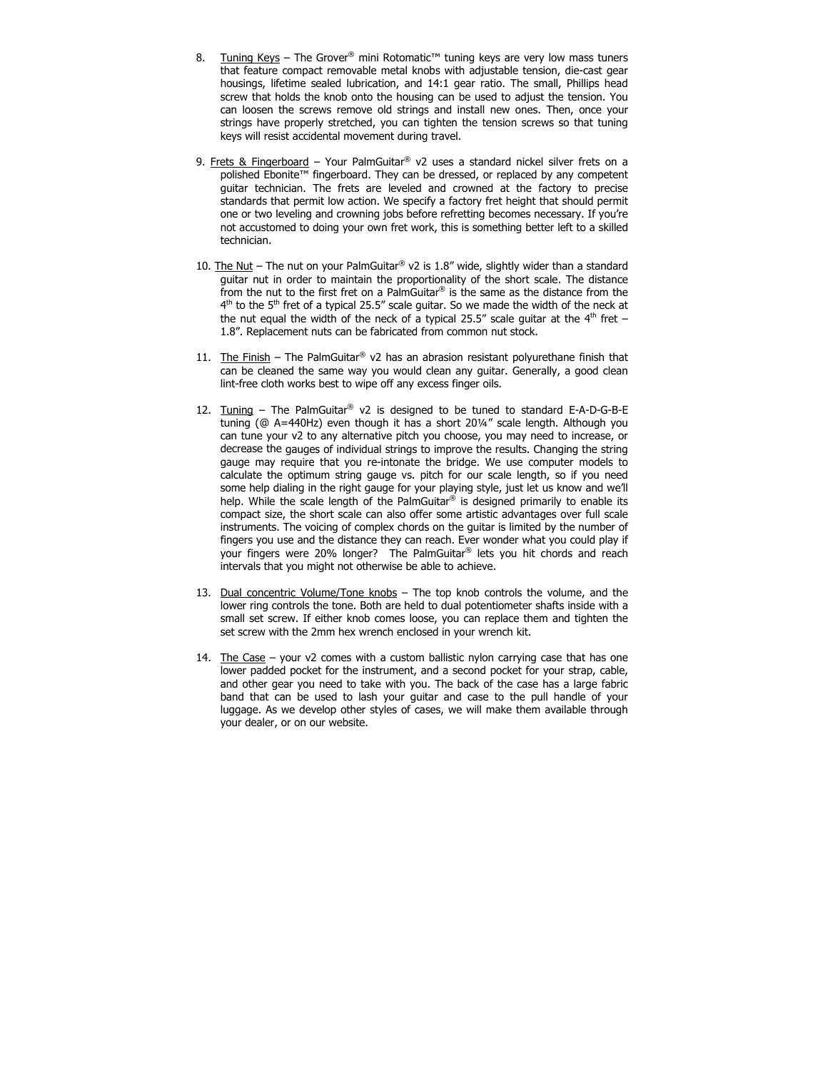8. <u>Tuning Keys</u> – The Grover® mini Rotomatic™ tuning keys are very low mass tuners that feature compact removable metal knobs with adjustable tension, die-cast gear housings, lifetime sealed lubrication, and 14:1 gear ratio. The small, Phillips head screw that holds the knob onto the housing can be used to adjust the tension. You can loosen the screws remove old strings and install new ones. Then, once your strings have properly stretched, you can tighten the tension screws so that tuning keys will resist accidental movement during travel.

9. <u>Frets & Fingerboard</u> – Your PalmGuitar® v2 uses a standard nickel silver frets on a polished Ebonite™ fingerboard. They can be dressed, or replaced by any competent guitar technician. The frets are leveled and crowned at the factory to precise standards that permit low action. We specify a factory fret height that should permit one or two leveling and crowning jobs before refretting becomes necessary. If you're not accustomed to doing your own fret work, this is something better left to a skilled technician.

10. <u>The Nut</u> – The nut on your PalmGuitar® v2 is 1.8" wide, slightly wider than a standard guitar nut in order to maintain the proportionality of the short scale. The distance from the nut to the first fret on a PalmGuitar® is the same as the distance from the 4th to the 5th fret of a typical 25.5" scale guitar. So we made the width of the neck at the nut equal the width of the neck of a typical 25.5" scale guitar at the 4th fret – 1.8". Replacement nuts can be fabricated from common nut stock.

11. <u>The Finish</u> – The PalmGuitar® v2 has an abrasion resistant polyurethane finish that can be cleaned the same way you would clean any guitar. Generally, a good clean lint-free cloth works best to wipe off any excess finger oils.

12. <u>Tuning</u> – The PalmGuitar® v2 is designed to be tuned to standard E-A-D-G-B-E tuning (@ A=440Hz) even though it has a short 20¼" scale length. Although you can tune your v2 to any alternative pitch you choose, you may need to increase, or decrease the gauges of individual strings to improve the results. Changing the string gauge may require that you re-intonate the bridge. We use computer models to calculate the optimum string gauge vs. pitch for our scale length, so if you need some help dialing in the right gauge for your playing style, just let us know and we'll help. While the scale length of the PalmGuitar® is designed primarily to enable its compact size, the short scale can also offer some artistic advantages over full scale instruments. The voicing of complex chords on the guitar is limited by the number of fingers you use and the distance they can reach. Ever wonder what you could play if your fingers were 20% longer? The PalmGuitar® lets you hit chords and reach intervals that you might not otherwise be able to achieve.

13. <u>Dual concentric Volume/Tone knobs</u> – The top knob controls the volume, and the lower ring controls the tone. Both are held to dual potentiometer shafts inside with a small set screw. If either knob comes loose, you can replace them and tighten the set screw with the 2mm hex wrench enclosed in your wrench kit.

14. <u>The Case</u> – your v2 comes with a custom ballistic nylon carrying case that has one lower padded pocket for the instrument, and a second pocket for your strap, cable, and other gear you need to take with you. The back of the case has a large fabric band that can be used to lash your guitar and case to the pull handle of your luggage. As we develop other styles of cases, we will make them available through your dealer, or on our website.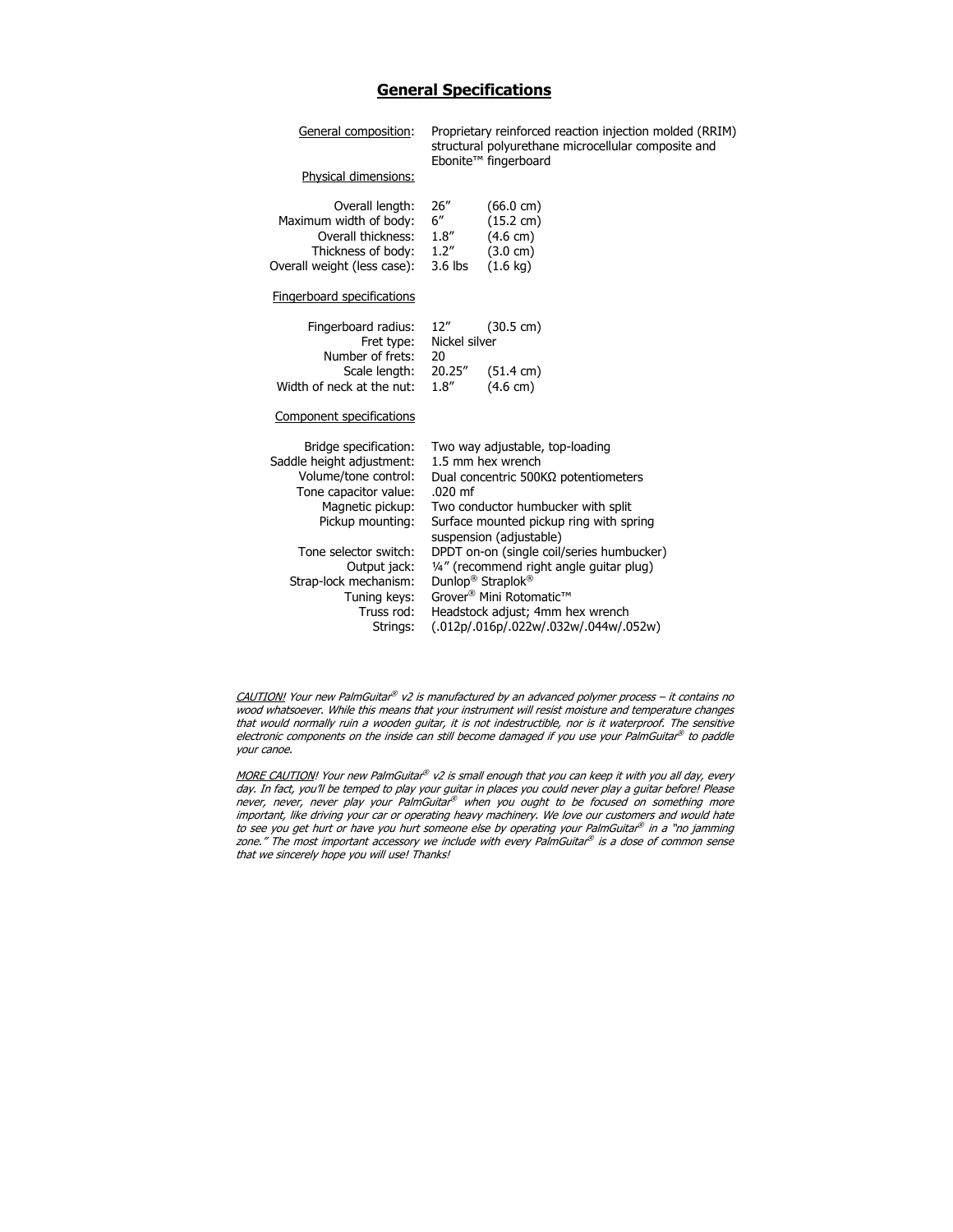## General Specifications

<u>General composition</u>: Proprietary reinforced reaction injection molded (RRIM) structural polyurethane microcellular composite and Ebonite™ fingerboard

<u>Physical dimensions:</u>

| | | |
|---|---|---|
| Overall length: | 26″ | (66.0 cm) |
| Maximum width of body: | 6″ | (15.2 cm) |
| Overall thickness: | 1.8″ | (4.6 cm) |
| Thickness of body: | 1.2″ | (3.0 cm) |
| Overall weight (less case): | 3.6 lbs | (1.6 kg) |

<u>Fingerboard specifications</u>

| | | |
|---|---|---|
| Fingerboard radius: | 12″ | (30.5 cm) |
| Fret type: | Nickel silver | |
| Number of frets: | 20 | |
| Scale length: | 20.25″ | (51.4 cm) |
| Width of neck at the nut: | 1.8″ | (4.6 cm) |

<u>Component specifications</u>

| | |
|---|---|
| Bridge specification: | Two way adjustable, top-loading |
| Saddle height adjustment: | 1.5 mm hex wrench |
| Volume/tone control: | Dual concentric 500KΩ potentiometers |
| Tone capacitor value: | .020 mf |
| Magnetic pickup: | Two conductor humbucker with split |
| Pickup mounting: | Surface mounted pickup ring with spring suspension (adjustable) |
| Tone selector switch: | DPDT on-on (single coil/series humbucker) |
| Output jack: | ¼″ (recommend right angle guitar plug) |
| Strap-lock mechanism: | Dunlop® Straplok® |
| Tuning keys: | Grover® Mini Rotomatic™ |
| Truss rod: | Headstock adjust; 4mm hex wrench |
| Strings: | (.012p/.016p/.022w/.032w/.044w/.052w) |

*<u>CAUTION!</u> Your new PalmGuitar® v2 is manufactured by an advanced polymer process – it contains no wood whatsoever. While this means that your instrument will resist moisture and temperature changes that would normally ruin a wooden guitar, it is not indestructible, nor is it waterproof. The sensitive electronic components on the inside can still become damaged if you use your PalmGuitar® to paddle your canoe.*

*<u>MORE CAUTION</u>! Your new PalmGuitar® v2 is small enough that you can keep it with you all day, every day. In fact, you'll be temped to play your guitar in places you could never play a guitar before! Please never, never, never play your PalmGuitar® when you ought to be focused on something more important, like driving your car or operating heavy machinery. We love our customers and would hate to see you get hurt or have you hurt someone else by operating your PalmGuitar® in a "no jamming zone." The most important accessory we include with every PalmGuitar® is a dose of common sense that we sincerely hope you will use! Thanks!*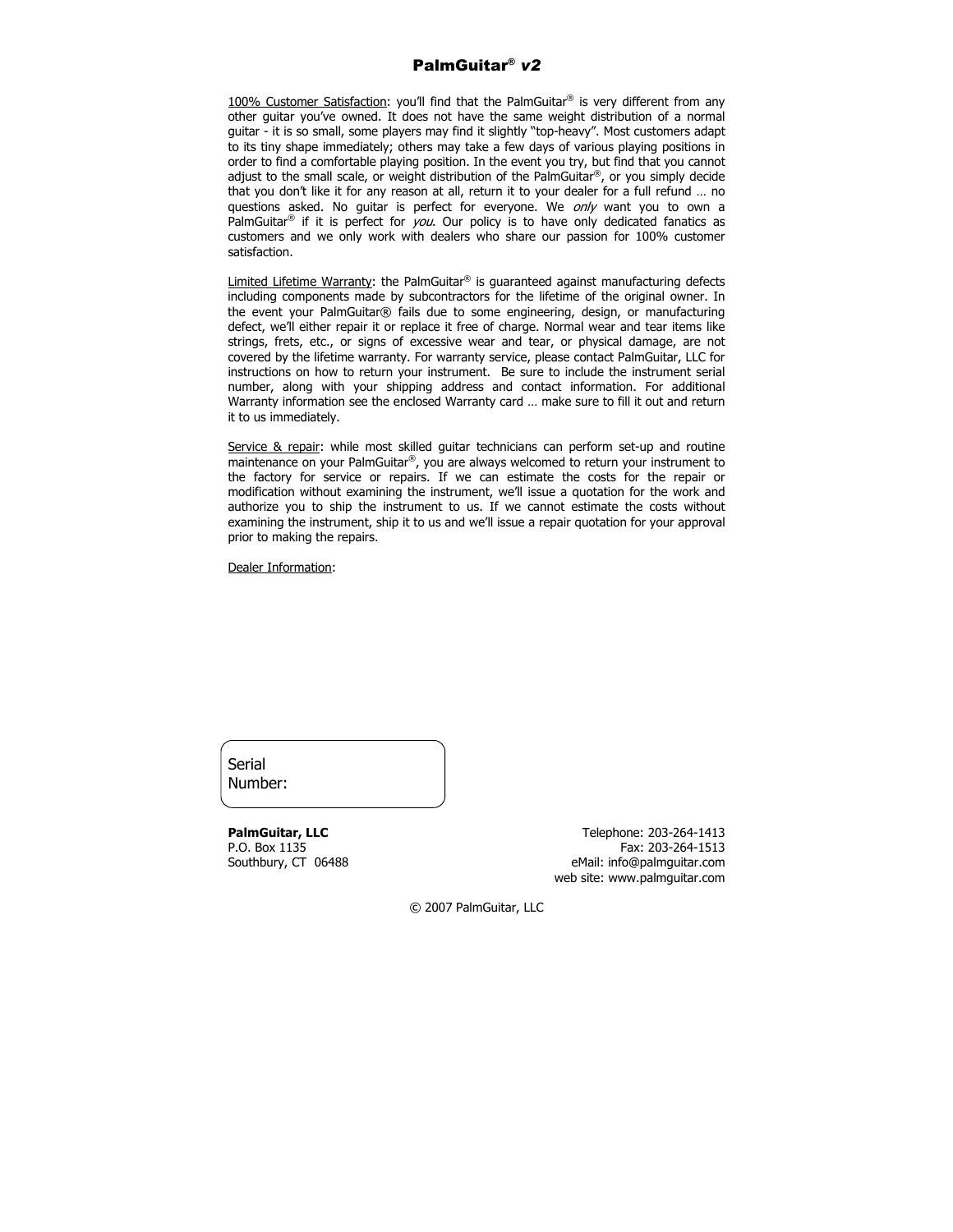# PalmGuitar® *v2*

<u>100% Customer Satisfaction</u>: you'll find that the PalmGuitar® is very different from any other guitar you've owned. It does not have the same weight distribution of a normal guitar - it is so small, some players may find it slightly "top-heavy". Most customers adapt to its tiny shape immediately; others may take a few days of various playing positions in order to find a comfortable playing position. In the event you try, but find that you cannot adjust to the small scale, or weight distribution of the PalmGuitar®, or you simply decide that you don't like it for any reason at all, return it to your dealer for a full refund … no questions asked. No guitar is perfect for everyone. We *only* want you to own a PalmGuitar® if it is perfect for *you*. Our policy is to have only dedicated fanatics as customers and we only work with dealers who share our passion for 100% customer satisfaction.

<u>Limited Lifetime Warranty</u>: the PalmGuitar® is guaranteed against manufacturing defects including components made by subcontractors for the lifetime of the original owner. In the event your PalmGuitar® fails due to some engineering, design, or manufacturing defect, we'll either repair it or replace it free of charge. Normal wear and tear items like strings, frets, etc., or signs of excessive wear and tear, or physical damage, are not covered by the lifetime warranty. For warranty service, please contact PalmGuitar, LLC for instructions on how to return your instrument. Be sure to include the instrument serial number, along with your shipping address and contact information. For additional Warranty information see the enclosed Warranty card … make sure to fill it out and return it to us immediately.

<u>Service & repair</u>: while most skilled guitar technicians can perform set-up and routine maintenance on your PalmGuitar®, you are always welcomed to return your instrument to the factory for service or repairs. If we can estimate the costs for the repair or modification without examining the instrument, we'll issue a quotation for the work and authorize you to ship the instrument to us. If we cannot estimate the costs without examining the instrument, ship it to us and we'll issue a repair quotation for your approval prior to making the repairs.

<u>Dealer Information</u>:

Serial Number:

**PalmGuitar, LLC**
P.O. Box 1135
Southbury, CT 06488

Telephone: 203-264-1413
Fax: 203-264-1513
eMail: info@palmguitar.com
web site: www.palmguitar.com

© 2007 PalmGuitar, LLC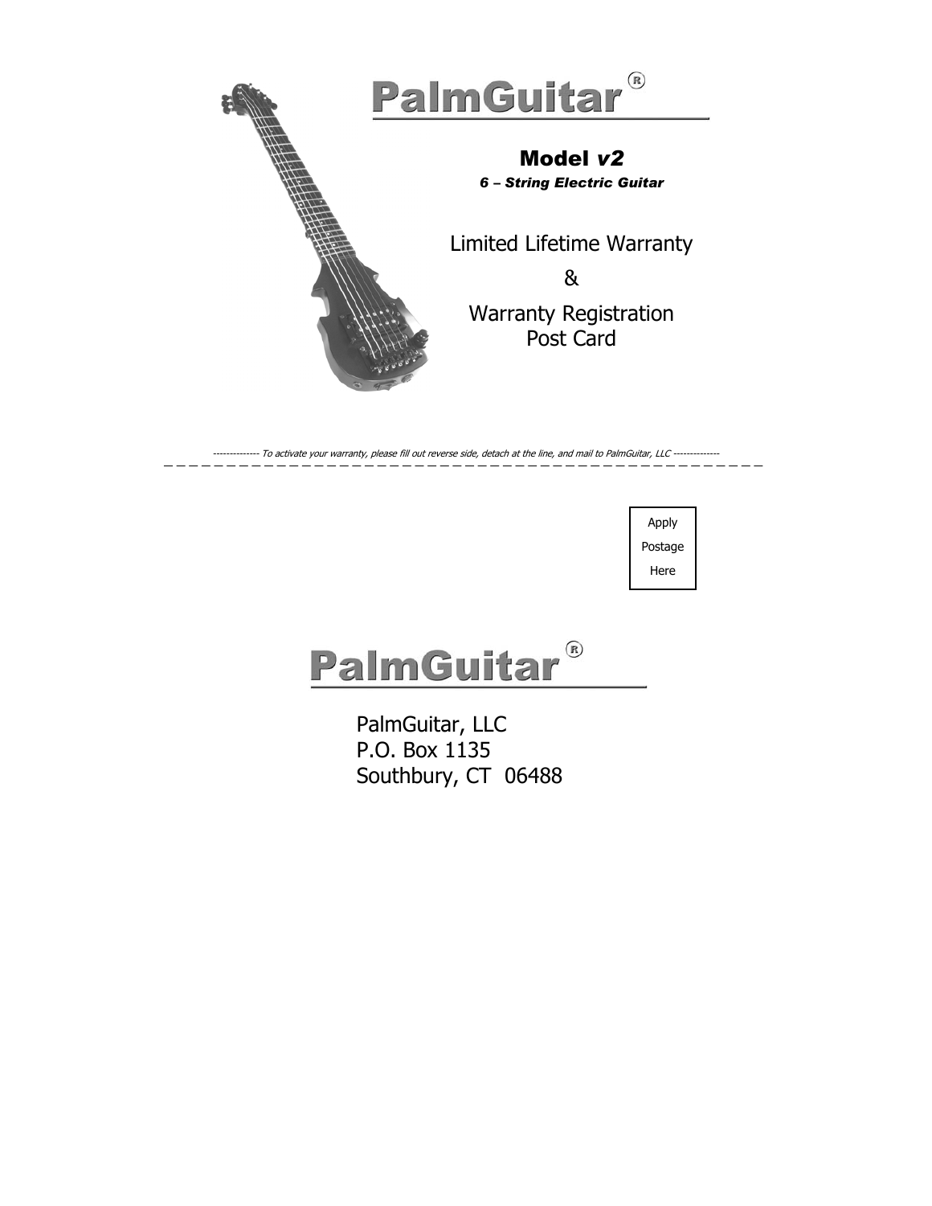# PalmGuitar®

## Model *v2*

***6 – String Electric Guitar***

Limited Lifetime Warranty

&

Warranty Registration
Post Card

*-------------- To activate your warranty, please fill out reverse side, detach at the line, and mail to PalmGuitar, LLC --------------*

---

| Apply Postage Here |
|---|

# PalmGuitar®

PalmGuitar, LLC
P.O. Box 1135
Southbury, CT  06488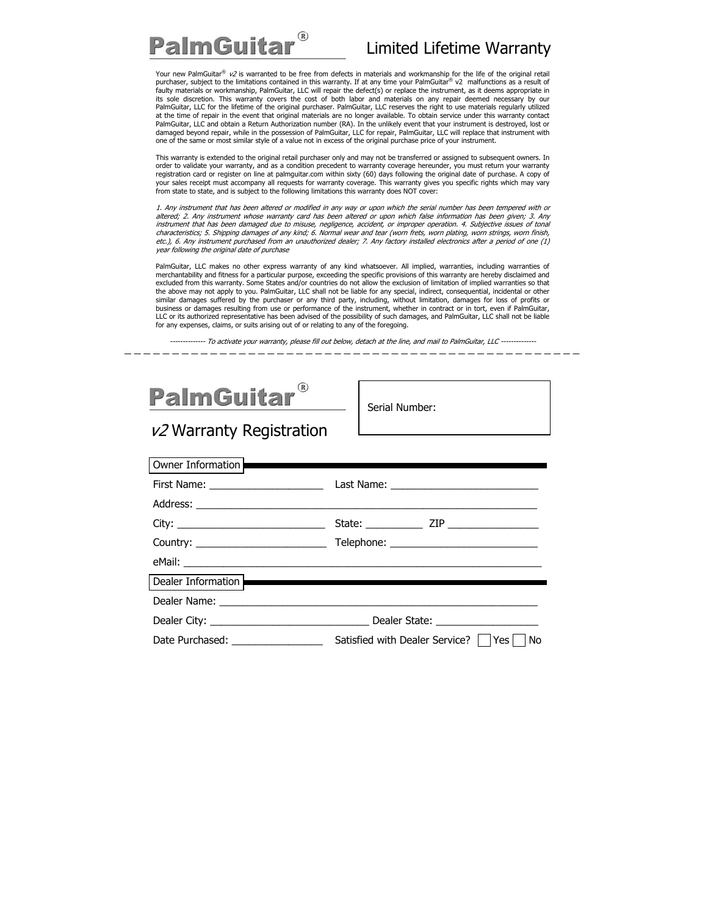# PalmGuitar®

## Limited Lifetime Warranty

Your new PalmGuitar® *v2* is warranted to be free from defects in materials and workmanship for the life of the original retail purchaser, subject to the limitations contained in this warranty. If at any time your PalmGuitar® v2 malfunctions as a result of faulty materials or workmanship, PalmGuitar, LLC will repair the defect(s) or replace the instrument, as it deems appropriate in its sole discretion. This warranty covers the cost of both labor and materials on any repair deemed necessary by our PalmGuitar, LLC for the lifetime of the original purchaser. PalmGuitar, LLC reserves the right to use materials regularly utilized at the time of repair in the event that original materials are no longer available. To obtain service under this warranty contact PalmGuitar, LLC and obtain a Return Authorization number (RA). In the unlikely event that your instrument is destroyed, lost or damaged beyond repair, while in the possession of PalmGuitar, LLC for repair, PalmGuitar, LLC will replace that instrument with one of the same or most similar style of a value not in excess of the original purchase price of your instrument.

This warranty is extended to the original retail purchaser only and may not be transferred or assigned to subsequent owners. In order to validate your warranty, and as a condition precedent to warranty coverage hereunder, you must return your warranty registration card or register on line at palmguitar.com within sixty (60) days following the original date of purchase. A copy of your sales receipt must accompany all requests for warranty coverage. This warranty gives you specific rights which may vary from state to state, and is subject to the following limitations this warranty does NOT cover:

*1. Any instrument that has been altered or modified in any way or upon which the serial number has been tempered with or altered; 2. Any instrument whose warranty card has been altered or upon which false information has been given; 3. Any instrument that has been damaged due to misuse, negligence, accident, or improper operation. 4. Subjective issues of tonal characteristics; 5. Shipping damages of any kind; 6. Normal wear and tear (worn frets, worn plating, worn strings, worn finish, etc.), 6. Any instrument purchased from an unauthorized dealer; 7. Any factory installed electronics after a period of one (1) year following the original date of purchase*

PalmGuitar, LLC makes no other express warranty of any kind whatsoever. All implied, warranties, including warranties of merchantability and fitness for a particular purpose, exceeding the specific provisions of this warranty are hereby disclaimed and excluded from this warranty. Some States and/or countries do not allow the exclusion of limitation of implied warranties so that the above may not apply to you. PalmGuitar, LLC shall not be liable for any special, indirect, consequential, incidental or other similar damages suffered by the purchaser or any third party, including, without limitation, damages for loss of profits or business or damages resulting from use or performance of the instrument, whether in contract or in tort, even if PalmGuitar, LLC or its authorized representative has been advised of the possibility of such damages, and PalmGuitar, LLC shall not be liable for any expenses, claims, or suits arising out of or relating to any of the foregoing.

*-------------- To activate your warranty, please fill out below, detach at the line, and mail to PalmGuitar, LLC --------------*

---

# PalmGuitar®

## *v2* Warranty Registration

Serial Number:

### Owner Information

First Name: ____________________ Last Name: __________________________

Address: ____________________________________________________________

City: __________________________ State: __________ ZIP ________________

Country: _______________________ Telephone: ___________________________

eMail: _______________________________________________________________

### Dealer Information

Dealer Name: _________________________________________________________

Dealer City: ____________________________ Dealer State: __________________

Date Purchased: ________________ Satisfied with Dealer Service? ☐ Yes ☐ No